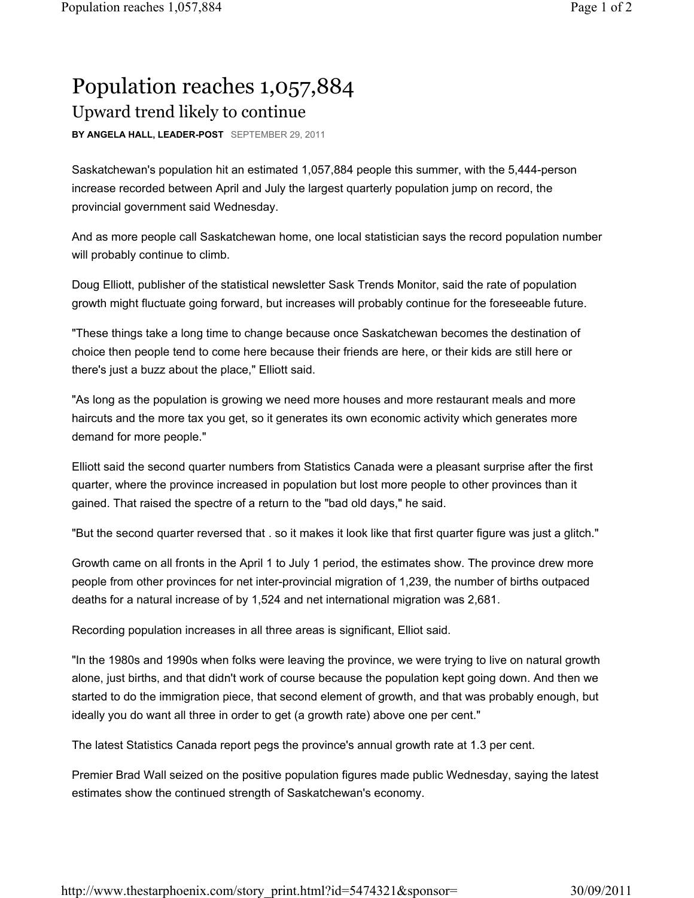# Population reaches 1,057,884

## Upward trend likely to continue

**BY ANGELA HALL, LEADER-POST** SEPTEMBER 29, 2011

Saskatchewan's population hit an estimated 1,057,884 people this summer, with the 5,444-person increase recorded between April and July the largest quarterly population jump on record, the provincial government said Wednesday.

And as more people call Saskatchewan home, one local statistician says the record population number will probably continue to climb.

Doug Elliott, publisher of the statistical newsletter Sask Trends Monitor, said the rate of population growth might fluctuate going forward, but increases will probably continue for the foreseeable future.

"These things take a long time to change because once Saskatchewan becomes the destination of choice then people tend to come here because their friends are here, or their kids are still here or there's just a buzz about the place," Elliott said.

"As long as the population is growing we need more houses and more restaurant meals and more haircuts and the more tax you get, so it generates its own economic activity which generates more demand for more people."

Elliott said the second quarter numbers from Statistics Canada were a pleasant surprise after the first quarter, where the province increased in population but lost more people to other provinces than it gained. That raised the spectre of a return to the "bad old days," he said.

"But the second quarter reversed that . so it makes it look like that first quarter figure was just a glitch."

Growth came on all fronts in the April 1 to July 1 period, the estimates show. The province drew more people from other provinces for net inter-provincial migration of 1,239, the number of births outpaced deaths for a natural increase of by 1,524 and net international migration was 2,681.

Recording population increases in all three areas is significant, Elliot said.

"In the 1980s and 1990s when folks were leaving the province, we were trying to live on natural growth alone, just births, and that didn't work of course because the population kept going down. And then we started to do the immigration piece, that second element of growth, and that was probably enough, but ideally you do want all three in order to get (a growth rate) above one per cent."

The latest Statistics Canada report pegs the province's annual growth rate at 1.3 per cent.

Premier Brad Wall seized on the positive population figures made public Wednesday, saying the latest estimates show the continued strength of Saskatchewan's economy.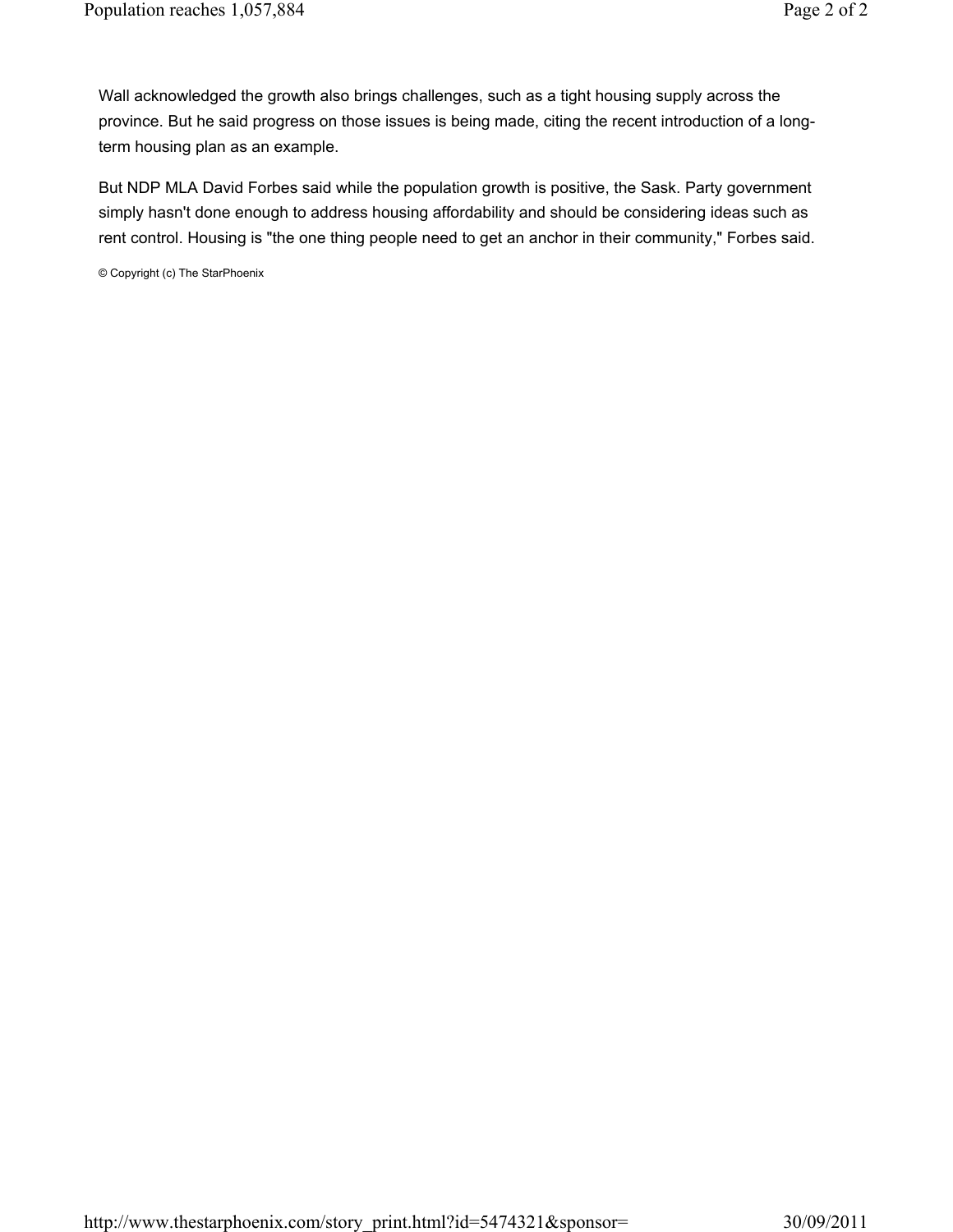Wall acknowledged the growth also brings challenges, such as a tight housing supply across the province. But he said progress on those issues is being made, citing the recent introduction of a long-term housing plan as an example.

But NDP MLA David Forbes said while the population growth is positive, the Sask. Party government simply hasn't done enough to address housing affordability and should be considering ideas such as rent control. Housing is "the one thing people need to get an anchor in their community," Forbes said.

© Copyright (c) The StarPhoenix